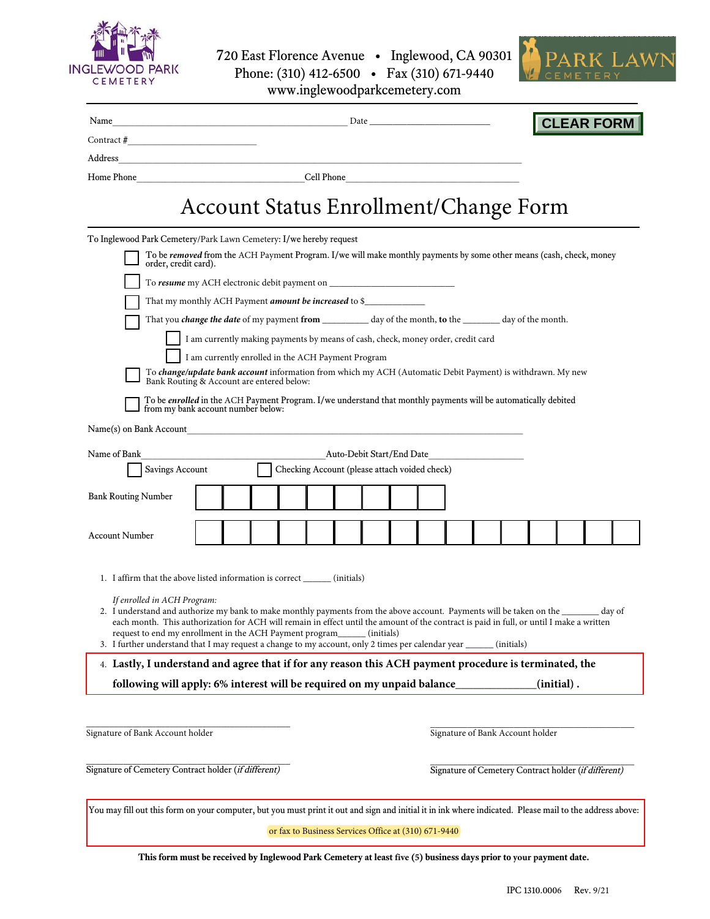INGLEWOOD PARK CEMETERY

720 East Florence Avenue • Inglewood, CA 90301
Phone: (310) 412-6500 • Fax (310) 671-9440
www.inglewoodparkcemetery.com

PARK LAWN CEMETERY

CLEAR FORM

Name_______________________________________________ Date ________________________

Contract #_________________________

Address_______________________________________________________________________________

Home Phone_________________________________ Cell Phone__________________________________

# Account Status Enrollment/Change Form

To Inglewood Park Cemetery/Park Lawn Cemetery: I/we hereby request

- ☐ To be ***removed*** from the ACH Payment Program. I/we will make monthly payments by some other means (cash, check, money order, credit card).
- ☐ To ***resume*** my ACH electronic debit payment on __________________________
- ☐ That my monthly ACH Payment ***amount be increased*** to $____________
- ☐ That you ***change the date*** of my payment **from** _________ day of the month, **to** the _______ day of the month.
  - ☐ I am currently making payments by means of cash, check, money order, credit card
  - ☐ I am currently enrolled in the ACH Payment Program
- ☐ To ***change/update bank account*** information from which my ACH (Automatic Debit Payment) is withdrawn. My new Bank Routing & Account are entered below:
- ☐ To be ***enrolled*** in the ACH Payment Program. I/we understand that monthly payments will be automatically debited from my bank account number below:

Name(s) on Bank Account__________________________________________________________________

Name of Bank_________________________________ Auto-Debit Start/End Date___________________

☐ Savings Account ☐ Checking Account (please attach voided check)

Bank Routing Number ☐☐☐☐☐☐☐☐☐

Account Number ☐☐☐☐☐☐☐☐☐☐☐☐☐☐☐☐

1. I affirm that the above listed information is correct ______ (initials)

*If enrolled in ACH Program:*

2. I understand and authorize my bank to make monthly payments from the above account. Payments will be taken on the ________ day of each month. This authorization for ACH will remain in effect until the amount of the contract is paid in full, or until I make a written request to end my enrollment in the ACH Payment program______ (initials)
3. I further understand that I may request a change to my account, only 2 times per calendar year ______ (initials)
4. **Lastly, I understand and agree that if for any reason this ACH payment procedure is terminated, the following will apply: 6% interest will be required on my unpaid balance______________(initial) .**

_________________________________ _________________________________
Signature of Bank Account holder Signature of Bank Account holder

_________________________________ _________________________________
Signature of Cemetery Contract holder (*if different)* Signature of Cemetery Contract holder (*if different)*

You may fill out this form on your computer, but you must print it out and sign and initial it in ink where indicated. Please mail to the address above:

or fax to Business Services Office at (310) 671-9440

**This form must be received by Inglewood Park Cemetery at least five (5) business days prior to your payment date.**

IPC 1310.0006 Rev. 9/21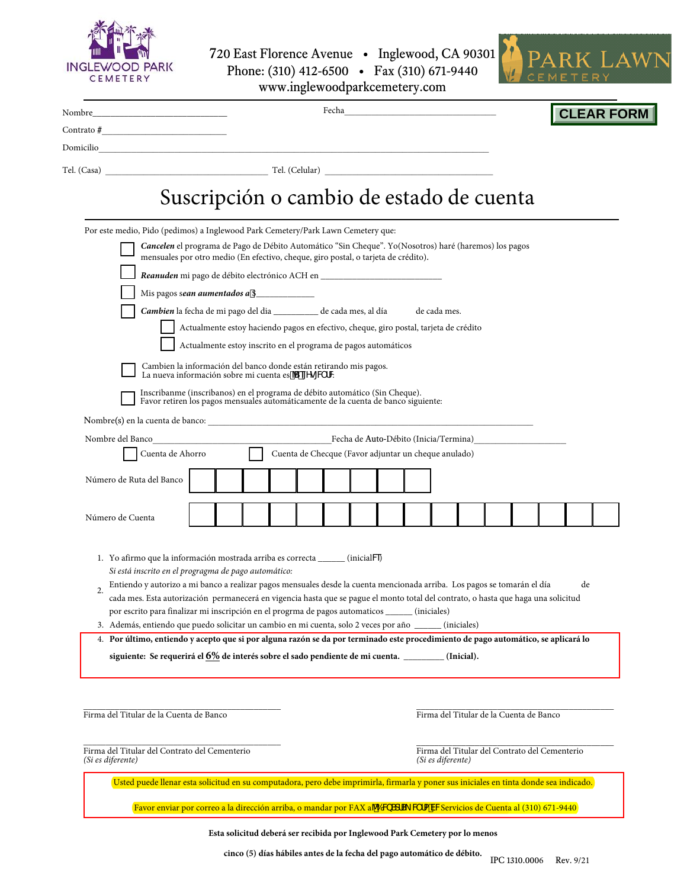INGLEWOOD PARK CEMETERY

720 East Florence Avenue • Inglewood, CA 90301
Phone: (310) 412-6500 • Fax (310) 671-9440
www.inglewoodparkcemetery.com

PARK LAWN CEMETERY

CLEAR FORM

Nombre______________________________ Fecha________________________________

Contrato #___________________________

Domicilio____________________________________________________________________________

Tel. (Casa) ______________________________ Tel. (Celular) ______________________________

# Suscripción o cambio de estado de cuenta

Por este medio, Pido (pedimos) a Inglewood Park Cemetery/Park Lawn Cemetery que:

- ☐ ***Cancelen*** el programa de Pago de Débito Automático "Sin Cheque". Yo(Nosotros) haré (haremos) los pagos mensuales por otro medio (En efectivo, cheque, giro postal, o tarjeta de crédito).
- ☐ ***Reanuden*** mi pago de débito electrónico ACH en ___________________________
- ☐ Mis pagos s***ean aumentados a*** $_____________
- ☐ ***Cambien*** la fecha de mi pago del dia __________ de cada mes, al día de cada mes.
  - ☐ Actualmente estoy haciendo pagos en efectivo, cheque, giro postal, tarjeta de crédito
  - ☐ Actualmente estoy inscrito en el programa de pagos automáticos
- ☐ Cambien la información del banco donde están retirando mis pagos. La nueva información sobre mi cuenta es la siguiente:
- ☐ Inscribanme (inscribanos) en el programa de débito automático (Sin Cheque). Favor retiren los pagos mensuales automáticamente de la cuenta de banco siguiente:

Nombre(s) en la cuenta de banco: ____________________________________________________________

Nombre del Banco_____________________________________Fecha de Auto-Débito (Inicia/Termina)____________________

☐ Cuenta de Ahorro ☐ Cuenta de Checque (Favor adjuntar un cheque anulado)

Número de Ruta del Banco | | | | | | | | | |

Número de Cuenta | | | | | | | | | | | | | | | | |

1. Yo afirmo que la información mostrada arriba es correcta ______ (iniciales)
   *Si está inscrito en el progragma de pago automático:*
2. Entiendo y autorizo a mi banco a realizar pagos mensuales desde la cuenta mencionada arriba. Los pagos se tomarán el día de cada mes. Esta autorización permanecerá en vigencia hasta que se pague el monto total del contrato, o hasta que haga una solicitud por escrito para finalizar mi inscripción en el progrma de pagos automaticos ______ (iniciales)
3. Además, entiendo que puedo solicitar un cambio en mi cuenta, solo 2 veces por año ______ (iniciales)
4. **Por último, entiendo y acepto que si por alguna razón se da por terminado este procedimiento de pago automático, se aplicará lo siguiente: Se requerirá el 6% de interés sobre el sado pendiente de mi cuenta. _________ (Inicial).**

_______________________________________ Firma del Titular de la Cuenta de Banco

_______________________________________ Firma del Titular de la Cuenta de Banco

_______________________________________ Firma del Titular del Contrato del Cementerio *(Si es diferente)*

_______________________________________ Firma del Titular del Contrato del Cementerio *(Si es diferente)*

Usted puede llenar esta solicitud en su computadora, pero debe imprimirla, firmarla y poner sus iniciales en tinta donde sea indicado.

Favor enviar por correo a la dirección arriba, o mandar por FAX al Departamento de Servicios de Cuenta al (310) 671-9440

**Esta solicitud deberá ser recibida por Inglewood Park Cemetery por lo menos cinco (5) días hábiles antes de la fecha del pago automático de débito.**

IPC 1310.0006 Rev. 9/21